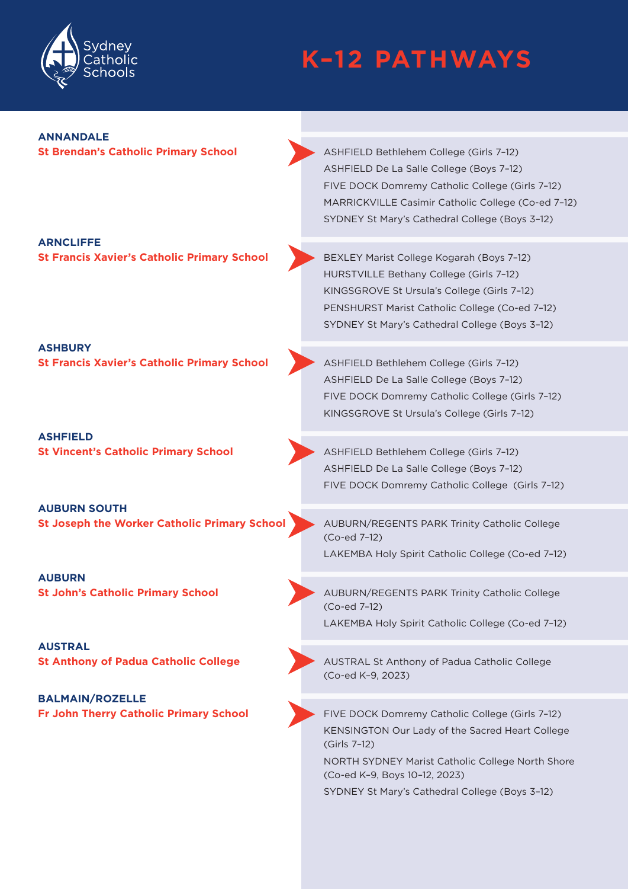Sydney Catholic Schools

# K–12 PATHWAYS

**ANNANDALE**
**St Brendan's Catholic Primary School**

- ASHFIELD Bethlehem College (Girls 7–12)
- ASHFIELD De La Salle College (Boys 7–12)
- FIVE DOCK Domremy Catholic College (Girls 7–12)
- MARRICKVILLE Casimir Catholic College (Co-ed 7–12)
- SYDNEY St Mary's Cathedral College (Boys 3–12)

**ARNCLIFFE**
**St Francis Xavier's Catholic Primary School**

- BEXLEY Marist College Kogarah (Boys 7–12)
- HURSTVILLE Bethany College (Girls 7–12)
- KINGSGROVE St Ursula's College (Girls 7–12)
- PENSHURST Marist Catholic College (Co-ed 7–12)
- SYDNEY St Mary's Cathedral College (Boys 3–12)

**ASHBURY**
**St Francis Xavier's Catholic Primary School**

- ASHFIELD Bethlehem College (Girls 7–12)
- ASHFIELD De La Salle College (Boys 7–12)
- FIVE DOCK Domremy Catholic College (Girls 7–12)
- KINGSGROVE St Ursula's College (Girls 7–12)

**ASHFIELD**
**St Vincent's Catholic Primary School**

- ASHFIELD Bethlehem College (Girls 7–12)
- ASHFIELD De La Salle College (Boys 7–12)
- FIVE DOCK Domremy Catholic College (Girls 7–12)

**AUBURN SOUTH**
**St Joseph the Worker Catholic Primary School**

- AUBURN/REGENTS PARK Trinity Catholic College (Co-ed 7–12)
- LAKEMBA Holy Spirit Catholic College (Co-ed 7–12)

**AUBURN**
**St John's Catholic Primary School**

- AUBURN/REGENTS PARK Trinity Catholic College (Co-ed 7–12)
- LAKEMBA Holy Spirit Catholic College (Co-ed 7–12)

**AUSTRAL**
**St Anthony of Padua Catholic College**

- AUSTRAL St Anthony of Padua Catholic College (Co-ed K–9, 2023)

**BALMAIN/ROZELLE**
**Fr John Therry Catholic Primary School**

- FIVE DOCK Domremy Catholic College (Girls 7–12)
- KENSINGTON Our Lady of the Sacred Heart College (Girls 7–12)
- NORTH SYDNEY Marist Catholic College North Shore (Co-ed K–9, Boys 10–12, 2023)
- SYDNEY St Mary's Cathedral College (Boys 3–12)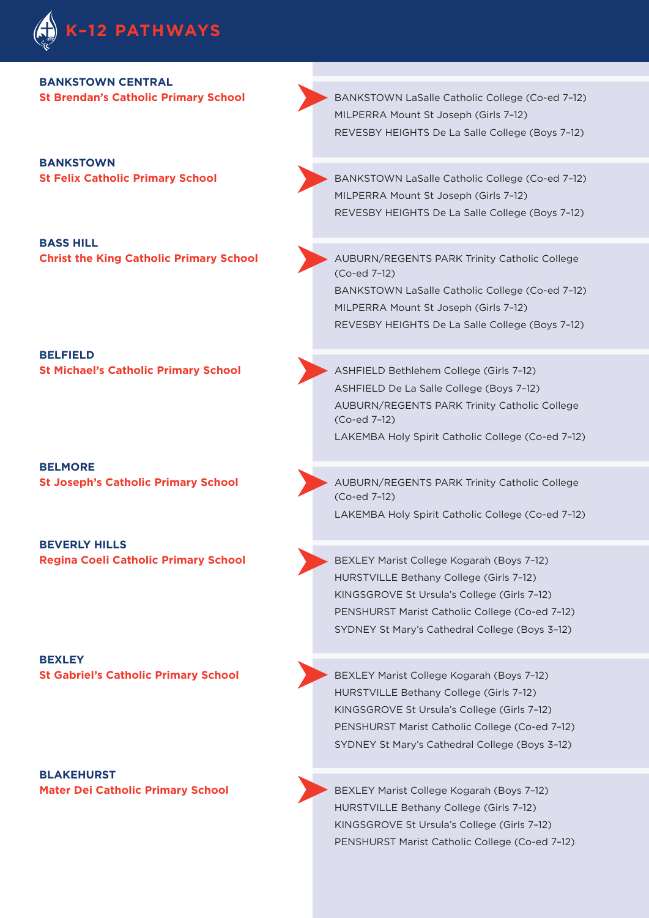# K–12 PATHWAYS

**BANKSTOWN CENTRAL**
**St Brendan's Catholic Primary School**

- BANKSTOWN LaSalle Catholic College (Co-ed 7–12)
- MILPERRA Mount St Joseph (Girls 7–12)
- REVESBY HEIGHTS De La Salle College (Boys 7–12)

**BANKSTOWN**
**St Felix Catholic Primary School**

- BANKSTOWN LaSalle Catholic College (Co-ed 7–12)
- MILPERRA Mount St Joseph (Girls 7–12)
- REVESBY HEIGHTS De La Salle College (Boys 7–12)

**BASS HILL**
**Christ the King Catholic Primary School**

- AUBURN/REGENTS PARK Trinity Catholic College (Co-ed 7–12)
- BANKSTOWN LaSalle Catholic College (Co-ed 7–12)
- MILPERRA Mount St Joseph (Girls 7–12)
- REVESBY HEIGHTS De La Salle College (Boys 7–12)

**BELFIELD**
**St Michael's Catholic Primary School**

- ASHFIELD Bethlehem College (Girls 7–12)
- ASHFIELD De La Salle College (Boys 7–12)
- AUBURN/REGENTS PARK Trinity Catholic College (Co-ed 7–12)
- LAKEMBA Holy Spirit Catholic College (Co-ed 7–12)

**BELMORE**
**St Joseph's Catholic Primary School**

- AUBURN/REGENTS PARK Trinity Catholic College (Co-ed 7–12)
- LAKEMBA Holy Spirit Catholic College (Co-ed 7–12)

**BEVERLY HILLS**
**Regina Coeli Catholic Primary School**

- BEXLEY Marist College Kogarah (Boys 7–12)
- HURSTVILLE Bethany College (Girls 7–12)
- KINGSGROVE St Ursula's College (Girls 7–12)
- PENSHURST Marist Catholic College (Co-ed 7–12)
- SYDNEY St Mary's Cathedral College (Boys 3–12)

**BEXLEY**
**St Gabriel's Catholic Primary School**

- BEXLEY Marist College Kogarah (Boys 7–12)
- HURSTVILLE Bethany College (Girls 7–12)
- KINGSGROVE St Ursula's College (Girls 7–12)
- PENSHURST Marist Catholic College (Co-ed 7–12)
- SYDNEY St Mary's Cathedral College (Boys 3–12)

**BLAKEHURST**
**Mater Dei Catholic Primary School**

- BEXLEY Marist College Kogarah (Boys 7–12)
- HURSTVILLE Bethany College (Girls 7–12)
- KINGSGROVE St Ursula's College (Girls 7–12)
- PENSHURST Marist Catholic College (Co-ed 7–12)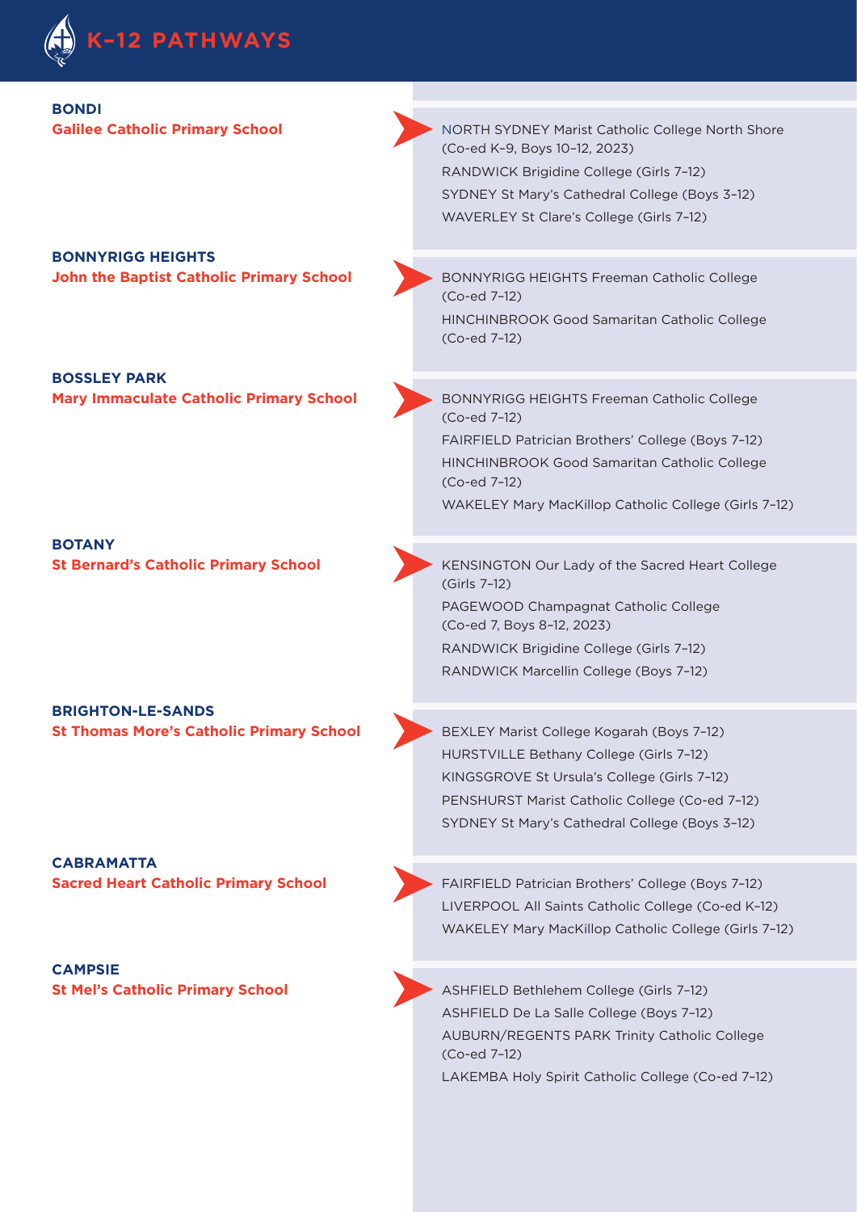# K–12 PATHWAYS

**BONDI**
**Galilee Catholic Primary School**

- NORTH SYDNEY Marist Catholic College North Shore (Co-ed K–9, Boys 10–12, 2023)
- RANDWICK Brigidine College (Girls 7–12)
- SYDNEY St Mary's Cathedral College (Boys 3–12)
- WAVERLEY St Clare's College (Girls 7–12)

**BONNYRIGG HEIGHTS**
**John the Baptist Catholic Primary School**

- BONNYRIGG HEIGHTS Freeman Catholic College (Co-ed 7–12)
- HINCHINBROOK Good Samaritan Catholic College (Co-ed 7–12)

**BOSSLEY PARK**
**Mary Immaculate Catholic Primary School**

- BONNYRIGG HEIGHTS Freeman Catholic College (Co-ed 7–12)
- FAIRFIELD Patrician Brothers' College (Boys 7–12)
- HINCHINBROOK Good Samaritan Catholic College (Co-ed 7–12)
- WAKELEY Mary MacKillop Catholic College (Girls 7–12)

**BOTANY**
**St Bernard's Catholic Primary School**

- KENSINGTON Our Lady of the Sacred Heart College (Girls 7–12)
- PAGEWOOD Champagnat Catholic College (Co-ed 7, Boys 8–12, 2023)
- RANDWICK Brigidine College (Girls 7–12)
- RANDWICK Marcellin College (Boys 7–12)

**BRIGHTON-LE-SANDS**
**St Thomas More's Catholic Primary School**

- BEXLEY Marist College Kogarah (Boys 7–12)
- HURSTVILLE Bethany College (Girls 7–12)
- KINGSGROVE St Ursula's College (Girls 7–12)
- PENSHURST Marist Catholic College (Co-ed 7–12)
- SYDNEY St Mary's Cathedral College (Boys 3–12)

**CABRAMATTA**
**Sacred Heart Catholic Primary School**

- FAIRFIELD Patrician Brothers' College (Boys 7–12)
- LIVERPOOL All Saints Catholic College (Co-ed K–12)
- WAKELEY Mary MacKillop Catholic College (Girls 7–12)

**CAMPSIE**
**St Mel's Catholic Primary School**

- ASHFIELD Bethlehem College (Girls 7–12)
- ASHFIELD De La Salle College (Boys 7–12)
- AUBURN/REGENTS PARK Trinity Catholic College (Co-ed 7–12)
- LAKEMBA Holy Spirit Catholic College (Co-ed 7–12)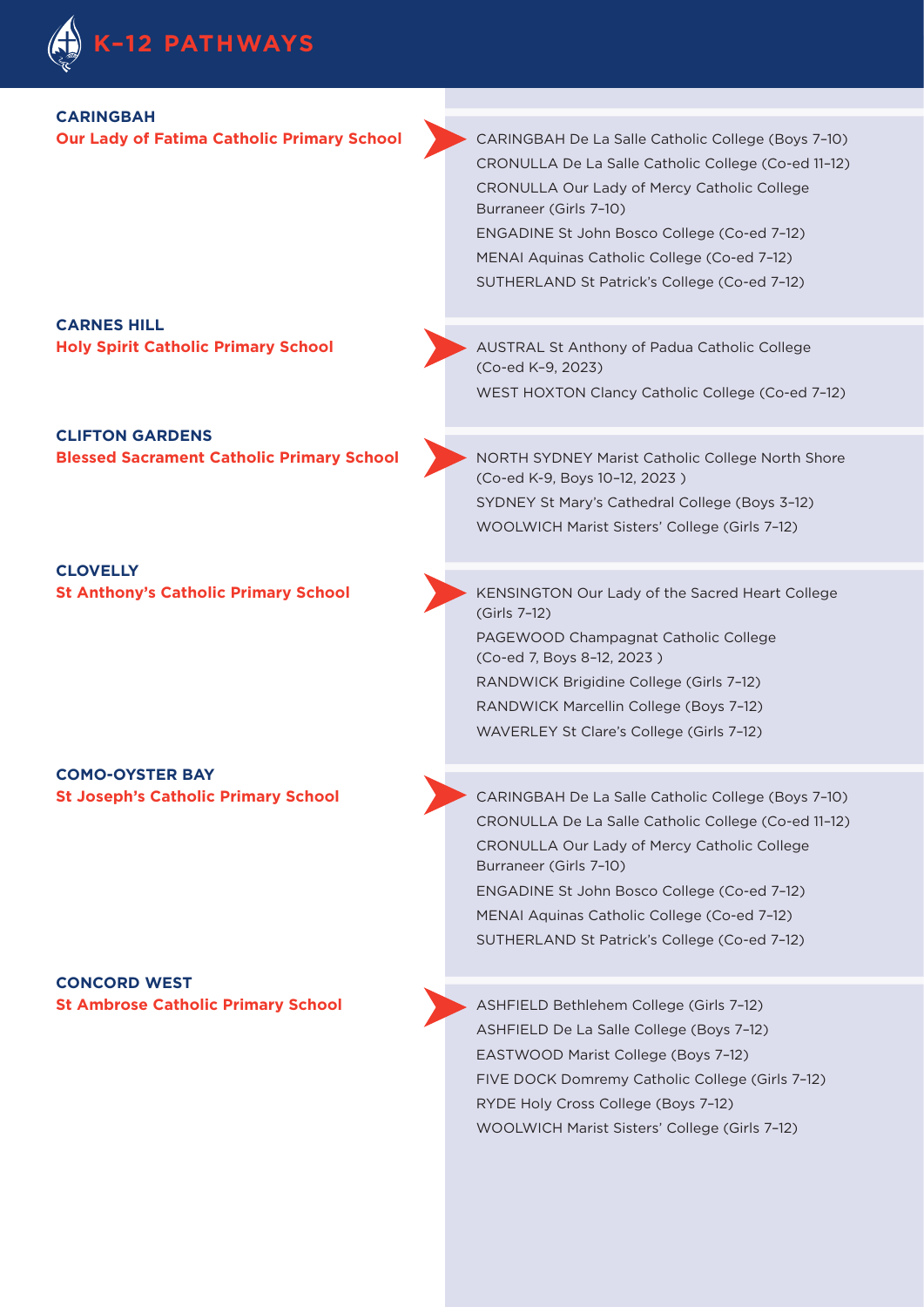# K–12 PATHWAYS

### CARINGBAH
**Our Lady of Fatima Catholic Primary School**

- CARINGBAH De La Salle Catholic College (Boys 7–10)
- CRONULLA De La Salle Catholic College (Co-ed 11–12)
- CRONULLA Our Lady of Mercy Catholic College Burraneer (Girls 7–10)
- ENGADINE St John Bosco College (Co-ed 7–12)
- MENAI Aquinas Catholic College (Co-ed 7–12)
- SUTHERLAND St Patrick's College (Co-ed 7–12)

### CARNES HILL
**Holy Spirit Catholic Primary School**

- AUSTRAL St Anthony of Padua Catholic College (Co-ed K–9, 2023)
- WEST HOXTON Clancy Catholic College (Co-ed 7–12)

### CLIFTON GARDENS
**Blessed Sacrament Catholic Primary School**

- NORTH SYDNEY Marist Catholic College North Shore (Co-ed K-9, Boys 10–12, 2023 )
- SYDNEY St Mary's Cathedral College (Boys 3–12)
- WOOLWICH Marist Sisters' College (Girls 7–12)

### CLOVELLY
**St Anthony's Catholic Primary School**

- KENSINGTON Our Lady of the Sacred Heart College (Girls 7–12)
- PAGEWOOD Champagnat Catholic College (Co-ed 7, Boys 8–12, 2023 )
- RANDWICK Brigidine College (Girls 7–12)
- RANDWICK Marcellin College (Boys 7–12)
- WAVERLEY St Clare's College (Girls 7–12)

### COMO-OYSTER BAY
**St Joseph's Catholic Primary School**

- CARINGBAH De La Salle Catholic College (Boys 7–10)
- CRONULLA De La Salle Catholic College (Co-ed 11–12)
- CRONULLA Our Lady of Mercy Catholic College Burraneer (Girls 7–10)
- ENGADINE St John Bosco College (Co-ed 7–12)
- MENAI Aquinas Catholic College (Co-ed 7–12)
- SUTHERLAND St Patrick's College (Co-ed 7–12)

### CONCORD WEST
**St Ambrose Catholic Primary School**

- ASHFIELD Bethlehem College (Girls 7–12)
- ASHFIELD De La Salle College (Boys 7–12)
- EASTWOOD Marist College (Boys 7–12)
- FIVE DOCK Domremy Catholic College (Girls 7–12)
- RYDE Holy Cross College (Boys 7–12)
- WOOLWICH Marist Sisters' College (Girls 7–12)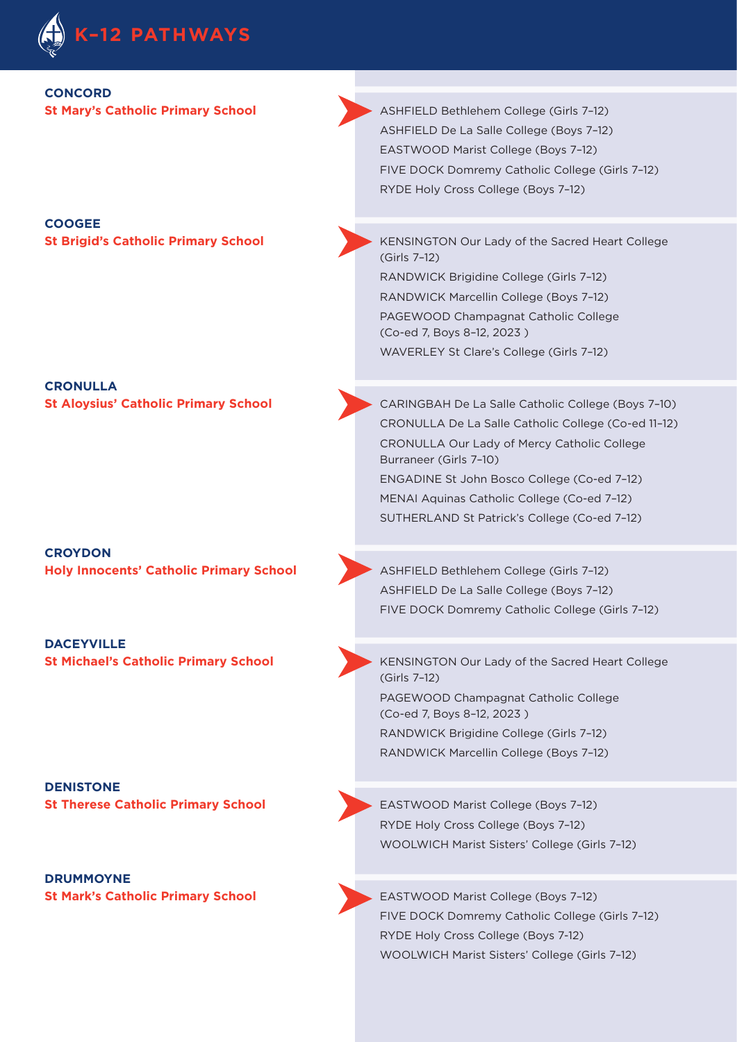# K–12 PATHWAYS

**CONCORD**
**St Mary's Catholic Primary School**

- ASHFIELD Bethlehem College (Girls 7–12)
- ASHFIELD De La Salle College (Boys 7–12)
- EASTWOOD Marist College (Boys 7–12)
- FIVE DOCK Domremy Catholic College (Girls 7–12)
- RYDE Holy Cross College (Boys 7–12)

**COOGEE**
**St Brigid's Catholic Primary School**

- KENSINGTON Our Lady of the Sacred Heart College (Girls 7–12)
- RANDWICK Brigidine College (Girls 7–12)
- RANDWICK Marcellin College (Boys 7–12)
- PAGEWOOD Champagnat Catholic College (Co-ed 7, Boys 8–12, 2023 )
- WAVERLEY St Clare's College (Girls 7–12)

**CRONULLA**
**St Aloysius' Catholic Primary School**

- CARINGBAH De La Salle Catholic College (Boys 7–10)
- CRONULLA De La Salle Catholic College (Co-ed 11–12)
- CRONULLA Our Lady of Mercy Catholic College Burraneer (Girls 7–10)
- ENGADINE St John Bosco College (Co-ed 7–12)
- MENAI Aquinas Catholic College (Co-ed 7–12)
- SUTHERLAND St Patrick's College (Co-ed 7–12)

**CROYDON**
**Holy Innocents' Catholic Primary School**

- ASHFIELD Bethlehem College (Girls 7–12)
- ASHFIELD De La Salle College (Boys 7–12)
- FIVE DOCK Domremy Catholic College (Girls 7–12)

**DACEYVILLE**
**St Michael's Catholic Primary School**

- KENSINGTON Our Lady of the Sacred Heart College (Girls 7–12)
- PAGEWOOD Champagnat Catholic College (Co-ed 7, Boys 8–12, 2023 )
- RANDWICK Brigidine College (Girls 7–12)
- RANDWICK Marcellin College (Boys 7–12)

**DENISTONE**
**St Therese Catholic Primary School**

- EASTWOOD Marist College (Boys 7–12)
- RYDE Holy Cross College (Boys 7–12)
- WOOLWICH Marist Sisters' College (Girls 7–12)

**DRUMMOYNE**
**St Mark's Catholic Primary School**

- EASTWOOD Marist College (Boys 7–12)
- FIVE DOCK Domremy Catholic College (Girls 7–12)
- RYDE Holy Cross College (Boys 7-12)
- WOOLWICH Marist Sisters' College (Girls 7–12)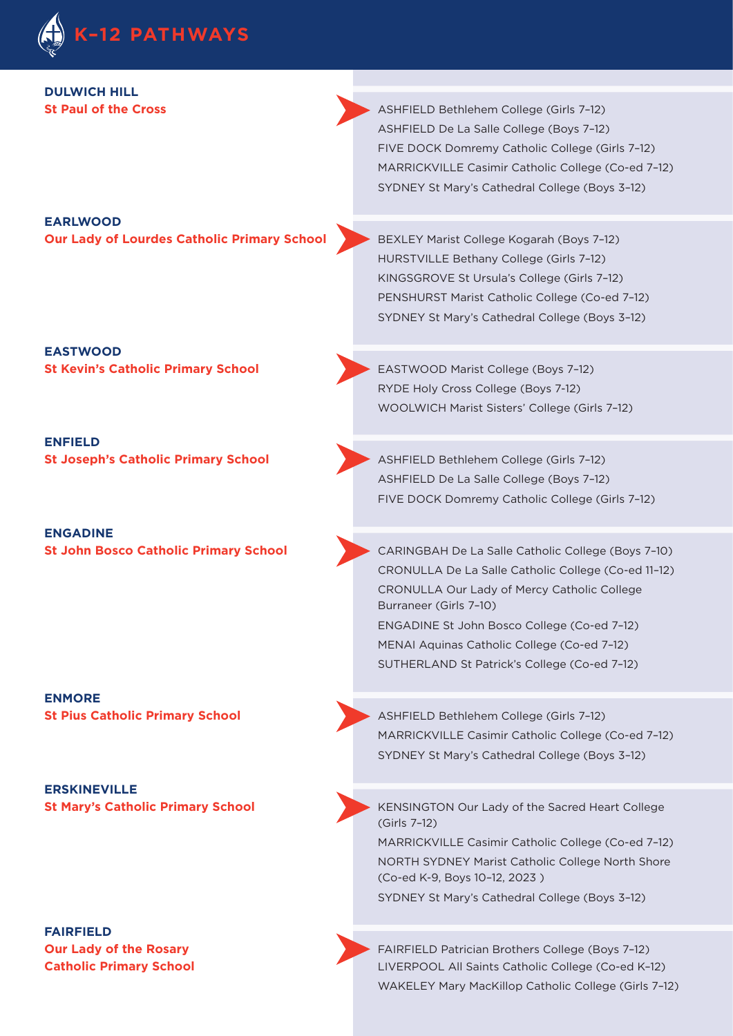# K–12 PATHWAYS

| Primary School | Secondary Pathways |
|---|---|
| **DULWICH HILL**<br>**St Paul of the Cross** | ASHFIELD Bethlehem College (Girls 7–12)<br>ASHFIELD De La Salle College (Boys 7–12)<br>FIVE DOCK Domremy Catholic College (Girls 7–12)<br>MARRICKVILLE Casimir Catholic College (Co-ed 7–12)<br>SYDNEY St Mary's Cathedral College (Boys 3–12) |
| **EARLWOOD**<br>**Our Lady of Lourdes Catholic Primary School** | BEXLEY Marist College Kogarah (Boys 7–12)<br>HURSTVILLE Bethany College (Girls 7–12)<br>KINGSGROVE St Ursula's College (Girls 7–12)<br>PENSHURST Marist Catholic College (Co-ed 7–12)<br>SYDNEY St Mary's Cathedral College (Boys 3–12) |
| **EASTWOOD**<br>**St Kevin's Catholic Primary School** | EASTWOOD Marist College (Boys 7–12)<br>RYDE Holy Cross College (Boys 7-12)<br>WOOLWICH Marist Sisters' College (Girls 7–12) |
| **ENFIELD**<br>**St Joseph's Catholic Primary School** | ASHFIELD Bethlehem College (Girls 7–12)<br>ASHFIELD De La Salle College (Boys 7–12)<br>FIVE DOCK Domremy Catholic College (Girls 7–12) |
| **ENGADINE**<br>**St John Bosco Catholic Primary School** | CARINGBAH De La Salle Catholic College (Boys 7–10)<br>CRONULLA De La Salle Catholic College (Co-ed 11–12)<br>CRONULLA Our Lady of Mercy Catholic College Burraneer (Girls 7–10)<br>ENGADINE St John Bosco College (Co-ed 7–12)<br>MENAI Aquinas Catholic College (Co-ed 7–12)<br>SUTHERLAND St Patrick's College (Co-ed 7–12) |
| **ENMORE**<br>**St Pius Catholic Primary School** | ASHFIELD Bethlehem College (Girls 7–12)<br>MARRICKVILLE Casimir Catholic College (Co-ed 7–12)<br>SYDNEY St Mary's Cathedral College (Boys 3–12) |
| **ERSKINEVILLE**<br>**St Mary's Catholic Primary School** | KENSINGTON Our Lady of the Sacred Heart College (Girls 7–12)<br>MARRICKVILLE Casimir Catholic College (Co-ed 7–12)<br>NORTH SYDNEY Marist Catholic College North Shore (Co-ed K-9, Boys 10–12, 2023 )<br>SYDNEY St Mary's Cathedral College (Boys 3–12) |
| **FAIRFIELD**<br>**Our Lady of the Rosary Catholic Primary School** | FAIRFIELD Patrician Brothers College (Boys 7–12)<br>LIVERPOOL All Saints Catholic College (Co-ed K–12)<br>WAKELEY Mary MacKillop Catholic College (Girls 7–12) |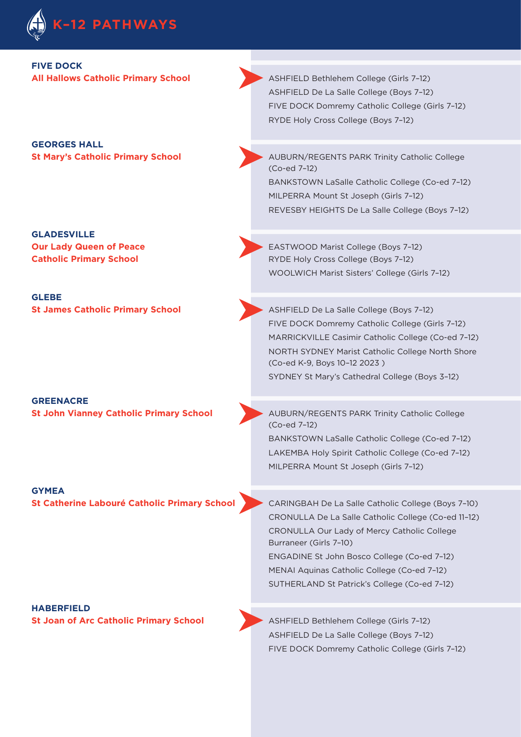# K–12 PATHWAYS

**FIVE DOCK**
**All Hallows Catholic Primary School**

- ASHFIELD Bethlehem College (Girls 7–12)
- ASHFIELD De La Salle College (Boys 7–12)
- FIVE DOCK Domremy Catholic College (Girls 7–12)
- RYDE Holy Cross College (Boys 7–12)

**GEORGES HALL**
**St Mary's Catholic Primary School**

- AUBURN/REGENTS PARK Trinity Catholic College (Co-ed 7–12)
- BANKSTOWN LaSalle Catholic College (Co-ed 7–12)
- MILPERRA Mount St Joseph (Girls 7–12)
- REVESBY HEIGHTS De La Salle College (Boys 7–12)

**GLADESVILLE**
**Our Lady Queen of Peace Catholic Primary School**

- EASTWOOD Marist College (Boys 7–12)
- RYDE Holy Cross College (Boys 7–12)
- WOOLWICH Marist Sisters' College (Girls 7–12)

**GLEBE**
**St James Catholic Primary School**

- ASHFIELD De La Salle College (Boys 7–12)
- FIVE DOCK Domremy Catholic College (Girls 7–12)
- MARRICKVILLE Casimir Catholic College (Co-ed 7–12)
- NORTH SYDNEY Marist Catholic College North Shore (Co-ed K-9, Boys 10–12 2023 )
- SYDNEY St Mary's Cathedral College (Boys 3–12)

**GREENACRE**
**St John Vianney Catholic Primary School**

- AUBURN/REGENTS PARK Trinity Catholic College (Co-ed 7–12)
- BANKSTOWN LaSalle Catholic College (Co-ed 7–12)
- LAKEMBA Holy Spirit Catholic College (Co-ed 7–12)
- MILPERRA Mount St Joseph (Girls 7–12)

**GYMEA**
**St Catherine Labouré Catholic Primary School**

- CARINGBAH De La Salle Catholic College (Boys 7–10)
- CRONULLA De La Salle Catholic College (Co-ed 11–12)
- CRONULLA Our Lady of Mercy Catholic College Burraneer (Girls 7–10)
- ENGADINE St John Bosco College (Co-ed 7–12)
- MENAI Aquinas Catholic College (Co-ed 7–12)
- SUTHERLAND St Patrick's College (Co-ed 7–12)

**HABERFIELD**
**St Joan of Arc Catholic Primary School**

- ASHFIELD Bethlehem College (Girls 7–12)
- ASHFIELD De La Salle College (Boys 7–12)
- FIVE DOCK Domremy Catholic College (Girls 7–12)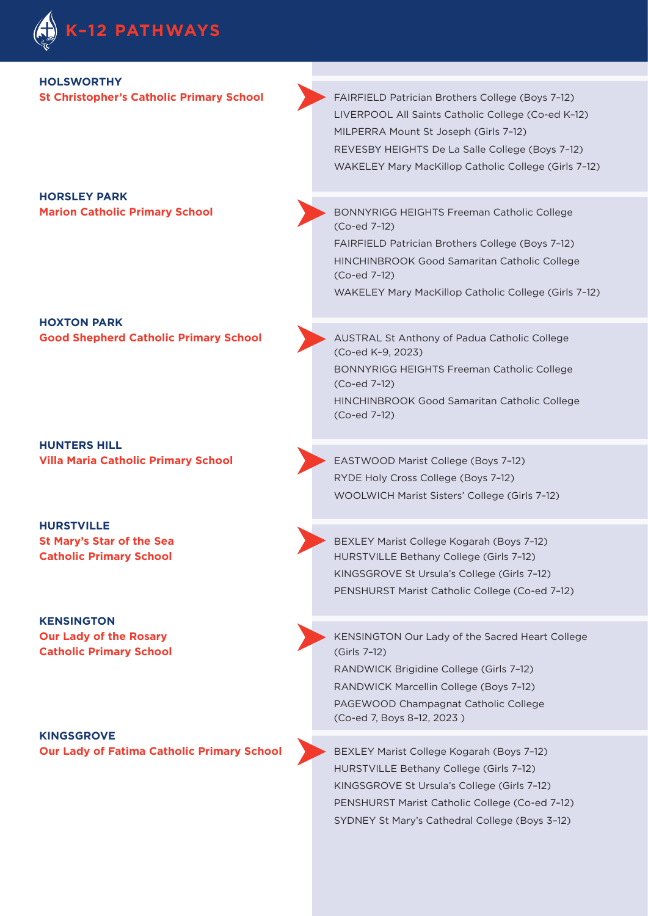# K–12 PATHWAYS

**HOLSWORTHY**
**St Christopher's Catholic Primary School**

- FAIRFIELD Patrician Brothers College (Boys 7–12)
- LIVERPOOL All Saints Catholic College (Co-ed K–12)
- MILPERRA Mount St Joseph (Girls 7–12)
- REVESBY HEIGHTS De La Salle College (Boys 7–12)
- WAKELEY Mary MacKillop Catholic College (Girls 7–12)

**HORSLEY PARK**
**Marion Catholic Primary School**

- BONNYRIGG HEIGHTS Freeman Catholic College (Co-ed 7–12)
- FAIRFIELD Patrician Brothers College (Boys 7–12)
- HINCHINBROOK Good Samaritan Catholic College (Co-ed 7–12)
- WAKELEY Mary MacKillop Catholic College (Girls 7–12)

**HOXTON PARK**
**Good Shepherd Catholic Primary School**

- AUSTRAL St Anthony of Padua Catholic College (Co-ed K–9, 2023)
- BONNYRIGG HEIGHTS Freeman Catholic College (Co-ed 7–12)
- HINCHINBROOK Good Samaritan Catholic College (Co-ed 7–12)

**HUNTERS HILL**
**Villa Maria Catholic Primary School**

- EASTWOOD Marist College (Boys 7–12)
- RYDE Holy Cross College (Boys 7–12)
- WOOLWICH Marist Sisters' College (Girls 7–12)

**HURSTVILLE**
**St Mary's Star of the Sea Catholic Primary School**

- BEXLEY Marist College Kogarah (Boys 7–12)
- HURSTVILLE Bethany College (Girls 7–12)
- KINGSGROVE St Ursula's College (Girls 7–12)
- PENSHURST Marist Catholic College (Co-ed 7–12)

**KENSINGTON**
**Our Lady of the Rosary Catholic Primary School**

- KENSINGTON Our Lady of the Sacred Heart College (Girls 7–12)
- RANDWICK Brigidine College (Girls 7–12)
- RANDWICK Marcellin College (Boys 7–12)
- PAGEWOOD Champagnat Catholic College (Co-ed 7, Boys 8–12, 2023 )

**KINGSGROVE**
**Our Lady of Fatima Catholic Primary School**

- BEXLEY Marist College Kogarah (Boys 7–12)
- HURSTVILLE Bethany College (Girls 7–12)
- KINGSGROVE St Ursula's College (Girls 7–12)
- PENSHURST Marist Catholic College (Co-ed 7–12)
- SYDNEY St Mary's Cathedral College (Boys 3–12)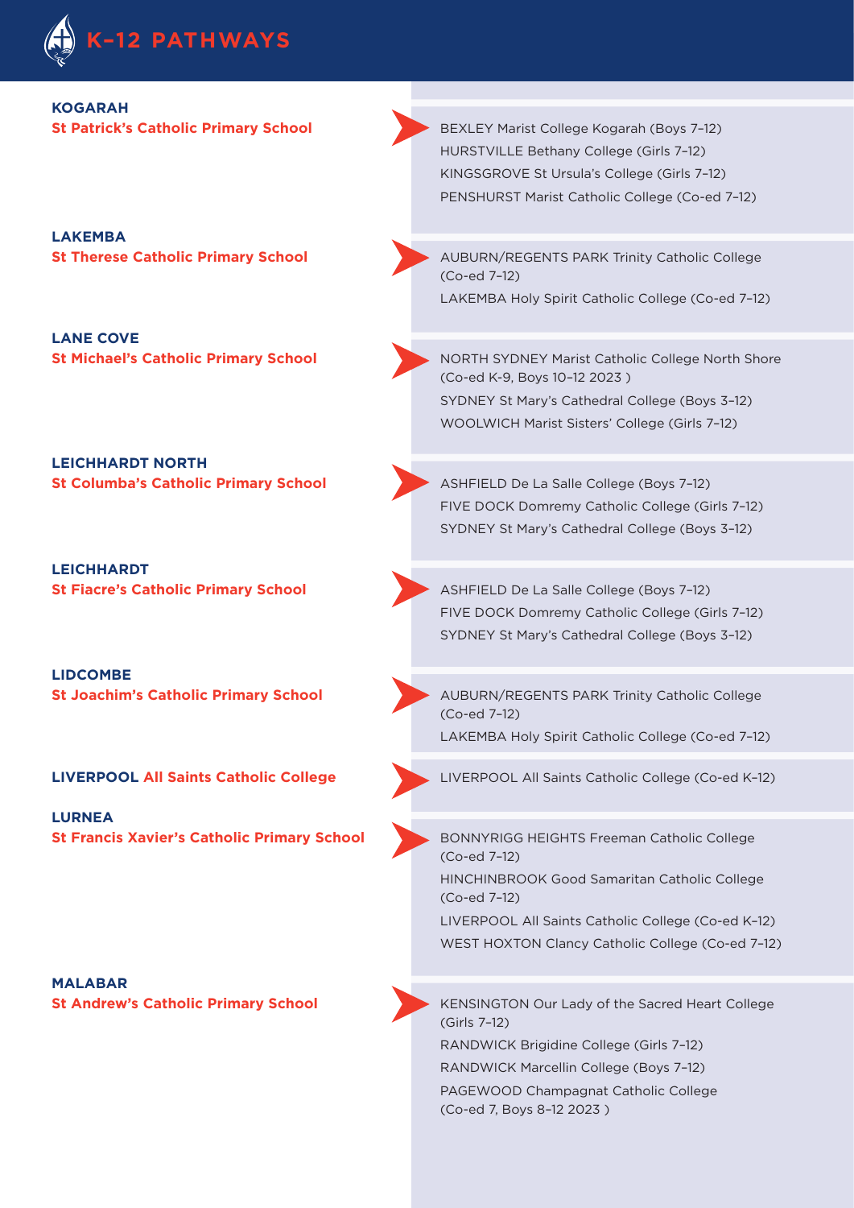# K–12 PATHWAYS

**KOGARAH**
**St Patrick's Catholic Primary School**

- BEXLEY Marist College Kogarah (Boys 7–12)
- HURSTVILLE Bethany College (Girls 7–12)
- KINGSGROVE St Ursula's College (Girls 7–12)
- PENSHURST Marist Catholic College (Co-ed 7–12)

**LAKEMBA**
**St Therese Catholic Primary School**

- AUBURN/REGENTS PARK Trinity Catholic College (Co-ed 7–12)
- LAKEMBA Holy Spirit Catholic College (Co-ed 7–12)

**LANE COVE**
**St Michael's Catholic Primary School**

- NORTH SYDNEY Marist Catholic College North Shore (Co-ed K-9, Boys 10–12 2023 )
- SYDNEY St Mary's Cathedral College (Boys 3–12)
- WOOLWICH Marist Sisters' College (Girls 7–12)

**LEICHHARDT NORTH**
**St Columba's Catholic Primary School**

- ASHFIELD De La Salle College (Boys 7–12)
- FIVE DOCK Domremy Catholic College (Girls 7–12)
- SYDNEY St Mary's Cathedral College (Boys 3–12)

**LEICHHARDT**
**St Fiacre's Catholic Primary School**

- ASHFIELD De La Salle College (Boys 7–12)
- FIVE DOCK Domremy Catholic College (Girls 7–12)
- SYDNEY St Mary's Cathedral College (Boys 3–12)

**LIDCOMBE**
**St Joachim's Catholic Primary School**

- AUBURN/REGENTS PARK Trinity Catholic College (Co-ed 7–12)
- LAKEMBA Holy Spirit Catholic College (Co-ed 7–12)

**LIVERPOOL All Saints Catholic College**

- LIVERPOOL All Saints Catholic College (Co-ed K–12)

**LURNEA**
**St Francis Xavier's Catholic Primary School**

- BONNYRIGG HEIGHTS Freeman Catholic College (Co-ed 7–12)
- HINCHINBROOK Good Samaritan Catholic College (Co-ed 7–12)
- LIVERPOOL All Saints Catholic College (Co-ed K–12)
- WEST HOXTON Clancy Catholic College (Co-ed 7–12)

**MALABAR**
**St Andrew's Catholic Primary School**

- KENSINGTON Our Lady of the Sacred Heart College (Girls 7–12)
- RANDWICK Brigidine College (Girls 7–12)
- RANDWICK Marcellin College (Boys 7–12)
- PAGEWOOD Champagnat Catholic College (Co-ed 7, Boys 8–12 2023 )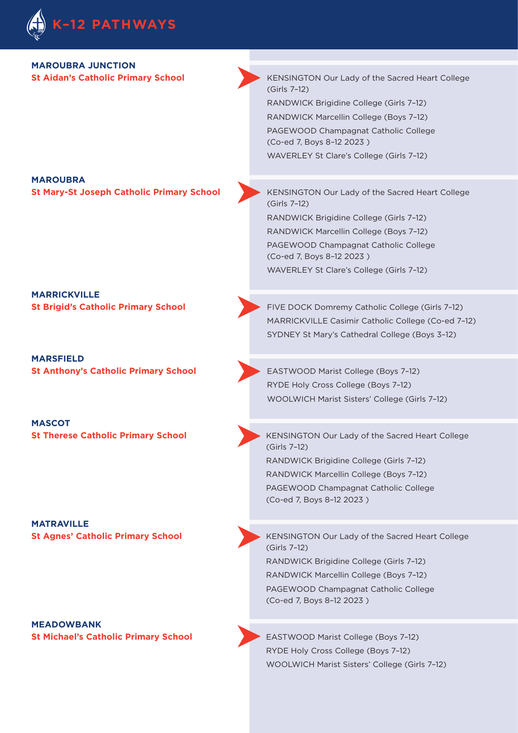# K–12 PATHWAYS

**MAROUBRA JUNCTION**
**St Aidan's Catholic Primary School**

- KENSINGTON Our Lady of the Sacred Heart College (Girls 7–12)
- RANDWICK Brigidine College (Girls 7–12)
- RANDWICK Marcellin College (Boys 7–12)
- PAGEWOOD Champagnat Catholic College (Co-ed 7, Boys 8–12 2023 )
- WAVERLEY St Clare's College (Girls 7–12)

**MAROUBRA**
**St Mary-St Joseph Catholic Primary School**

- KENSINGTON Our Lady of the Sacred Heart College (Girls 7–12)
- RANDWICK Brigidine College (Girls 7–12)
- RANDWICK Marcellin College (Boys 7–12)
- PAGEWOOD Champagnat Catholic College (Co-ed 7, Boys 8–12 2023 )
- WAVERLEY St Clare's College (Girls 7–12)

**MARRICKVILLE**
**St Brigid's Catholic Primary School**

- FIVE DOCK Domremy Catholic College (Girls 7–12)
- MARRICKVILLE Casimir Catholic College (Co-ed 7–12)
- SYDNEY St Mary's Cathedral College (Boys 3–12)

**MARSFIELD**
**St Anthony's Catholic Primary School**

- EASTWOOD Marist College (Boys 7–12)
- RYDE Holy Cross College (Boys 7–12)
- WOOLWICH Marist Sisters' College (Girls 7–12)

**MASCOT**
**St Therese Catholic Primary School**

- KENSINGTON Our Lady of the Sacred Heart College (Girls 7–12)
- RANDWICK Brigidine College (Girls 7–12)
- RANDWICK Marcellin College (Boys 7–12)
- PAGEWOOD Champagnat Catholic College (Co-ed 7, Boys 8–12 2023 )

**MATRAVILLE**
**St Agnes' Catholic Primary School**

- KENSINGTON Our Lady of the Sacred Heart College (Girls 7–12)
- RANDWICK Brigidine College (Girls 7–12)
- RANDWICK Marcellin College (Boys 7–12)
- PAGEWOOD Champagnat Catholic College (Co-ed 7, Boys 8–12 2023 )

**MEADOWBANK**
**St Michael's Catholic Primary School**

- EASTWOOD Marist College (Boys 7–12)
- RYDE Holy Cross College (Boys 7–12)
- WOOLWICH Marist Sisters' College (Girls 7–12)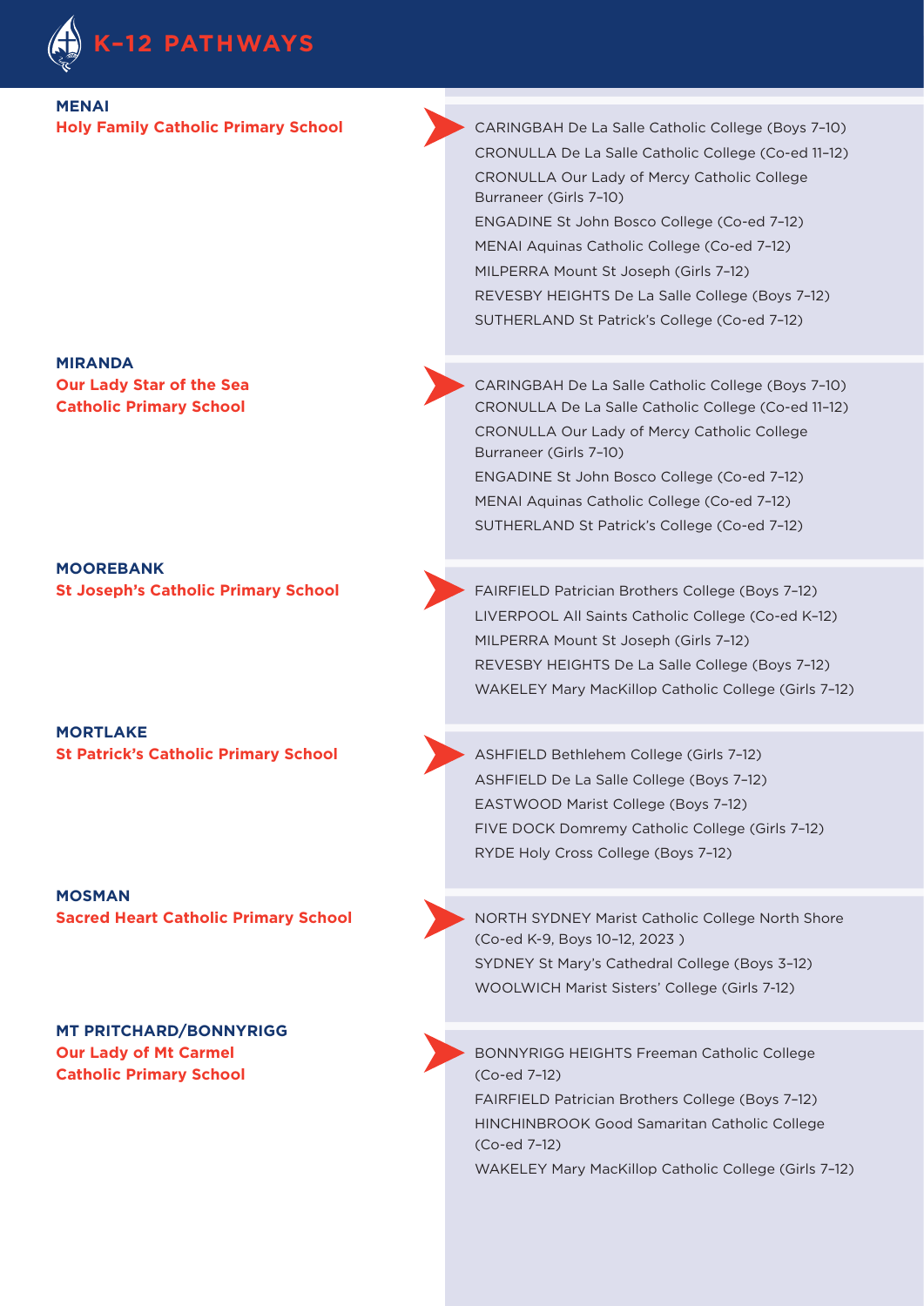# K–12 PATHWAYS

**MENAI**
**Holy Family Catholic Primary School**

- CARINGBAH De La Salle Catholic College (Boys 7–10)
- CRONULLA De La Salle Catholic College (Co-ed 11–12)
- CRONULLA Our Lady of Mercy Catholic College Burraneer (Girls 7–10)
- ENGADINE St John Bosco College (Co-ed 7–12)
- MENAI Aquinas Catholic College (Co-ed 7–12)
- MILPERRA Mount St Joseph (Girls 7–12)
- REVESBY HEIGHTS De La Salle College (Boys 7–12)
- SUTHERLAND St Patrick's College (Co-ed 7–12)

**MIRANDA**
**Our Lady Star of the Sea Catholic Primary School**

- CARINGBAH De La Salle Catholic College (Boys 7–10)
- CRONULLA De La Salle Catholic College (Co-ed 11–12)
- CRONULLA Our Lady of Mercy Catholic College Burraneer (Girls 7–10)
- ENGADINE St John Bosco College (Co-ed 7–12)
- MENAI Aquinas Catholic College (Co-ed 7–12)
- SUTHERLAND St Patrick's College (Co-ed 7–12)

**MOOREBANK**
**St Joseph's Catholic Primary School**

- FAIRFIELD Patrician Brothers College (Boys 7–12)
- LIVERPOOL All Saints Catholic College (Co-ed K–12)
- MILPERRA Mount St Joseph (Girls 7–12)
- REVESBY HEIGHTS De La Salle College (Boys 7–12)
- WAKELEY Mary MacKillop Catholic College (Girls 7–12)

**MORTLAKE**
**St Patrick's Catholic Primary School**

- ASHFIELD Bethlehem College (Girls 7–12)
- ASHFIELD De La Salle College (Boys 7–12)
- EASTWOOD Marist College (Boys 7–12)
- FIVE DOCK Domremy Catholic College (Girls 7–12)
- RYDE Holy Cross College (Boys 7–12)

**MOSMAN**
**Sacred Heart Catholic Primary School**

- NORTH SYDNEY Marist Catholic College North Shore (Co-ed K-9, Boys 10–12, 2023 )
- SYDNEY St Mary's Cathedral College (Boys 3–12)
- WOOLWICH Marist Sisters' College (Girls 7-12)

**MT PRITCHARD/BONNYRIGG**
**Our Lady of Mt Carmel Catholic Primary School**

- BONNYRIGG HEIGHTS Freeman Catholic College (Co-ed 7–12)
- FAIRFIELD Patrician Brothers College (Boys 7–12)
- HINCHINBROOK Good Samaritan Catholic College (Co-ed 7–12)
- WAKELEY Mary MacKillop Catholic College (Girls 7–12)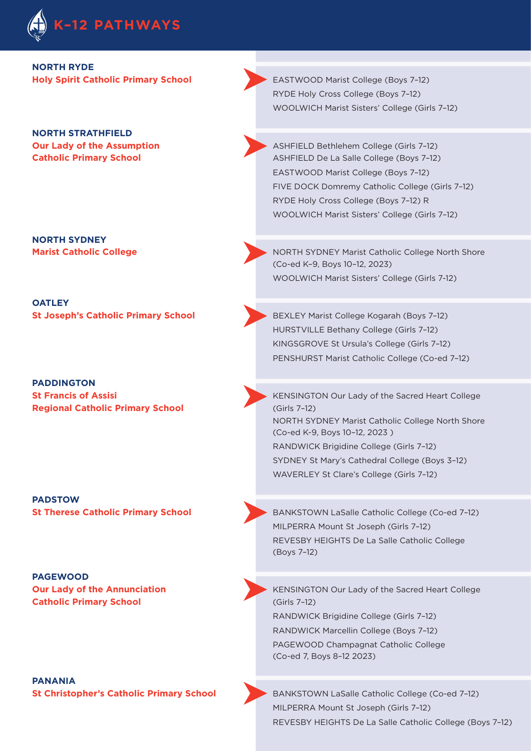# K–12 PATHWAYS

| Primary School | Secondary Pathways |
| --- | --- |
| **NORTH RYDE**<br>**Holy Spirit Catholic Primary School** | EASTWOOD Marist College (Boys 7–12)<br>RYDE Holy Cross College (Boys 7–12)<br>WOOLWICH Marist Sisters' College (Girls 7-12) |
| **NORTH STRATHFIELD**<br>**Our Lady of the Assumption Catholic Primary School** | ASHFIELD Bethlehem College (Girls 7–12)<br>ASHFIELD De La Salle College (Boys 7–12)<br>EASTWOOD Marist College (Boys 7–12)<br>FIVE DOCK Domremy Catholic College (Girls 7–12)<br>RYDE Holy Cross College (Boys 7–12) R<br>WOOLWICH Marist Sisters' College (Girls 7-12) |
| **NORTH SYDNEY**<br>**Marist Catholic College** | NORTH SYDNEY Marist Catholic College North Shore (Co-ed K–9, Boys 10–12, 2023)<br>WOOLWICH Marist Sisters' College (Girls 7-12) |
| **OATLEY**<br>**St Joseph's Catholic Primary School** | BEXLEY Marist College Kogarah (Boys 7–12)<br>HURSTVILLE Bethany College (Girls 7–12)<br>KINGSGROVE St Ursula's College (Girls 7–12)<br>PENSHURST Marist Catholic College (Co-ed 7–12) |
| **PADDINGTON**<br>**St Francis of Assisi Regional Catholic Primary School** | KENSINGTON Our Lady of the Sacred Heart College (Girls 7–12)<br>NORTH SYDNEY Marist Catholic College North Shore (Co-ed K-9, Boys 10–12, 2023 )<br>RANDWICK Brigidine College (Girls 7–12)<br>SYDNEY St Mary's Cathedral College (Boys 3–12)<br>WAVERLEY St Clare's College (Girls 7–12) |
| **PADSTOW**<br>**St Therese Catholic Primary School** | BANKSTOWN LaSalle Catholic College (Co-ed 7–12)<br>MILPERRA Mount St Joseph (Girls 7–12)<br>REVESBY HEIGHTS De La Salle Catholic College (Boys 7–12) |
| **PAGEWOOD**<br>**Our Lady of the Annunciation Catholic Primary School** | KENSINGTON Our Lady of the Sacred Heart College (Girls 7–12)<br>RANDWICK Brigidine College (Girls 7–12)<br>RANDWICK Marcellin College (Boys 7–12)<br>PAGEWOOD Champagnat Catholic College (Co-ed 7, Boys 8–12 2023) |
| **PANANIA**<br>**St Christopher's Catholic Primary School** | BANKSTOWN LaSalle Catholic College (Co-ed 7–12)<br>MILPERRA Mount St Joseph (Girls 7–12)<br>REVESBY HEIGHTS De La Salle Catholic College (Boys 7–12) |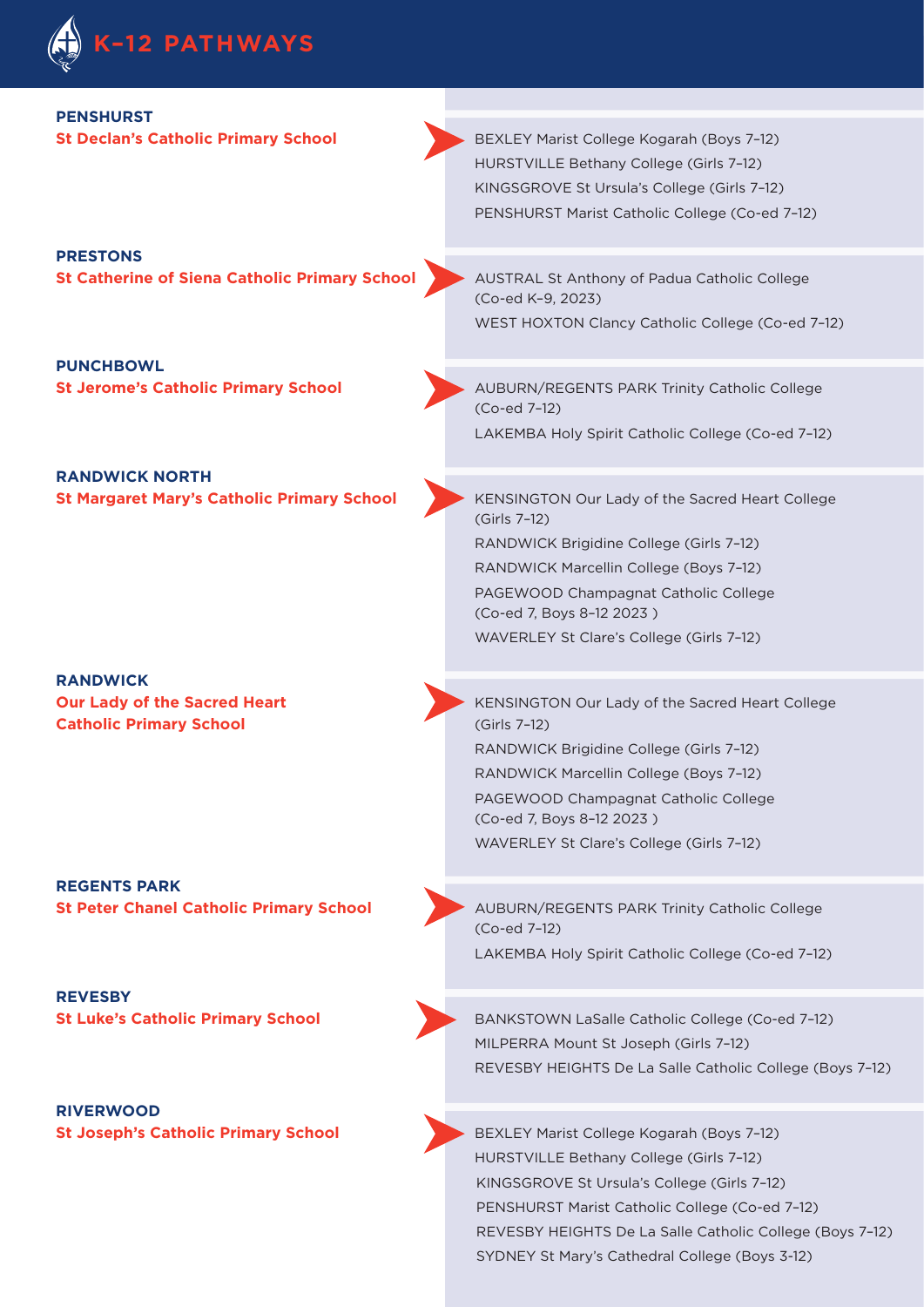# K–12 PATHWAYS

**PENSHURST**
**St Declan's Catholic Primary School**

- BEXLEY Marist College Kogarah (Boys 7–12)
- HURSTVILLE Bethany College (Girls 7–12)
- KINGSGROVE St Ursula's College (Girls 7–12)
- PENSHURST Marist Catholic College (Co-ed 7–12)

**PRESTONS**
**St Catherine of Siena Catholic Primary School**

- AUSTRAL St Anthony of Padua Catholic College (Co-ed K–9, 2023)
- WEST HOXTON Clancy Catholic College (Co-ed 7–12)

**PUNCHBOWL**
**St Jerome's Catholic Primary School**

- AUBURN/REGENTS PARK Trinity Catholic College (Co-ed 7–12)
- LAKEMBA Holy Spirit Catholic College (Co-ed 7–12)

**RANDWICK NORTH**
**St Margaret Mary's Catholic Primary School**

- KENSINGTON Our Lady of the Sacred Heart College (Girls 7–12)
- RANDWICK Brigidine College (Girls 7–12)
- RANDWICK Marcellin College (Boys 7–12)
- PAGEWOOD Champagnat Catholic College (Co-ed 7, Boys 8–12 2023 )
- WAVERLEY St Clare's College (Girls 7–12)

**RANDWICK**
**Our Lady of the Sacred Heart Catholic Primary School**

- KENSINGTON Our Lady of the Sacred Heart College (Girls 7–12)
- RANDWICK Brigidine College (Girls 7–12)
- RANDWICK Marcellin College (Boys 7–12)
- PAGEWOOD Champagnat Catholic College (Co-ed 7, Boys 8–12 2023 )
- WAVERLEY St Clare's College (Girls 7–12)

**REGENTS PARK**
**St Peter Chanel Catholic Primary School**

- AUBURN/REGENTS PARK Trinity Catholic College (Co-ed 7–12)
- LAKEMBA Holy Spirit Catholic College (Co-ed 7–12)

**REVESBY**
**St Luke's Catholic Primary School**

- BANKSTOWN LaSalle Catholic College (Co-ed 7–12)
- MILPERRA Mount St Joseph (Girls 7–12)
- REVESBY HEIGHTS De La Salle Catholic College (Boys 7–12)

**RIVERWOOD**
**St Joseph's Catholic Primary School**

- BEXLEY Marist College Kogarah (Boys 7–12)
- HURSTVILLE Bethany College (Girls 7–12)
- KINGSGROVE St Ursula's College (Girls 7–12)
- PENSHURST Marist Catholic College (Co-ed 7–12)
- REVESBY HEIGHTS De La Salle Catholic College (Boys 7–12)
- SYDNEY St Mary's Cathedral College (Boys 3-12)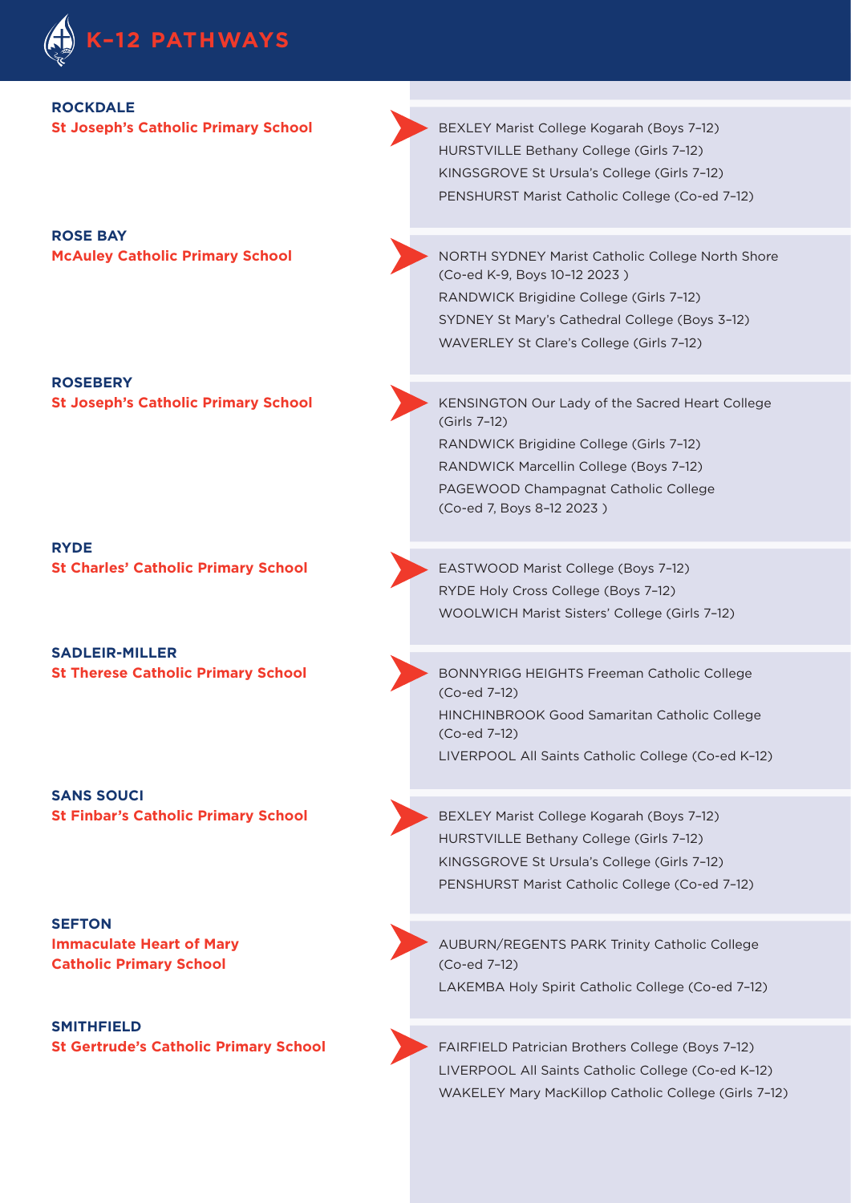# K–12 PATHWAYS

**ROCKDALE**
**St Joseph's Catholic Primary School**

- BEXLEY Marist College Kogarah (Boys 7–12)
- HURSTVILLE Bethany College (Girls 7–12)
- KINGSGROVE St Ursula's College (Girls 7–12)
- PENSHURST Marist Catholic College (Co-ed 7–12)

**ROSE BAY**
**McAuley Catholic Primary School**

- NORTH SYDNEY Marist Catholic College North Shore (Co-ed K-9, Boys 10–12 2023 )
- RANDWICK Brigidine College (Girls 7–12)
- SYDNEY St Mary's Cathedral College (Boys 3–12)
- WAVERLEY St Clare's College (Girls 7–12)

**ROSEBERY**
**St Joseph's Catholic Primary School**

- KENSINGTON Our Lady of the Sacred Heart College (Girls 7–12)
- RANDWICK Brigidine College (Girls 7–12)
- RANDWICK Marcellin College (Boys 7–12)
- PAGEWOOD Champagnat Catholic College (Co-ed 7, Boys 8–12 2023 )

**RYDE**
**St Charles' Catholic Primary School**

- EASTWOOD Marist College (Boys 7–12)
- RYDE Holy Cross College (Boys 7–12)
- WOOLWICH Marist Sisters' College (Girls 7–12)

**SADLEIR-MILLER**
**St Therese Catholic Primary School**

- BONNYRIGG HEIGHTS Freeman Catholic College (Co-ed 7–12)
- HINCHINBROOK Good Samaritan Catholic College (Co-ed 7–12)
- LIVERPOOL All Saints Catholic College (Co-ed K–12)

**SANS SOUCI**
**St Finbar's Catholic Primary School**

- BEXLEY Marist College Kogarah (Boys 7–12)
- HURSTVILLE Bethany College (Girls 7–12)
- KINGSGROVE St Ursula's College (Girls 7–12)
- PENSHURST Marist Catholic College (Co-ed 7–12)

**SEFTON**
**Immaculate Heart of Mary Catholic Primary School**

- AUBURN/REGENTS PARK Trinity Catholic College (Co-ed 7–12)
- LAKEMBA Holy Spirit Catholic College (Co-ed 7–12)

**SMITHFIELD**
**St Gertrude's Catholic Primary School**

- FAIRFIELD Patrician Brothers College (Boys 7–12)
- LIVERPOOL All Saints Catholic College (Co-ed K–12)
- WAKELEY Mary MacKillop Catholic College (Girls 7–12)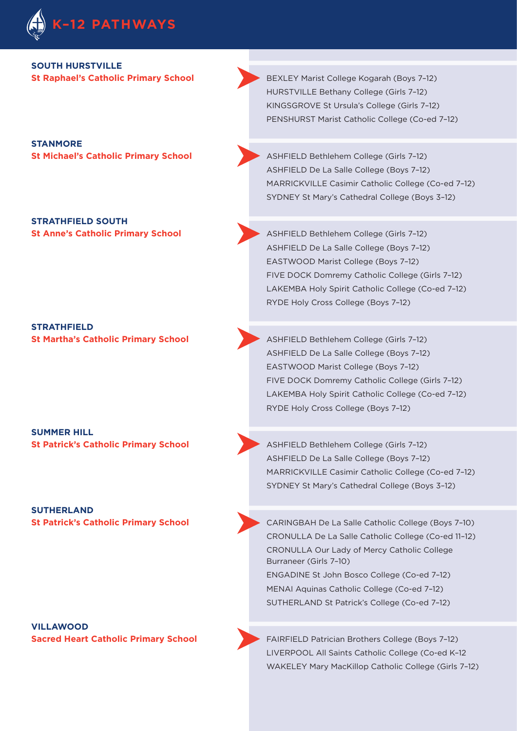# K–12 PATHWAYS

**SOUTH HURSTVILLE**
**St Raphael's Catholic Primary School**

- BEXLEY Marist College Kogarah (Boys 7–12)
- HURSTVILLE Bethany College (Girls 7–12)
- KINGSGROVE St Ursula's College (Girls 7–12)
- PENSHURST Marist Catholic College (Co-ed 7–12)

**STANMORE**
**St Michael's Catholic Primary School**

- ASHFIELD Bethlehem College (Girls 7–12)
- ASHFIELD De La Salle College (Boys 7–12)
- MARRICKVILLE Casimir Catholic College (Co-ed 7–12)
- SYDNEY St Mary's Cathedral College (Boys 3–12)

**STRATHFIELD SOUTH**
**St Anne's Catholic Primary School**

- ASHFIELD Bethlehem College (Girls 7–12)
- ASHFIELD De La Salle College (Boys 7–12)
- EASTWOOD Marist College (Boys 7–12)
- FIVE DOCK Domremy Catholic College (Girls 7–12)
- LAKEMBA Holy Spirit Catholic College (Co-ed 7–12)
- RYDE Holy Cross College (Boys 7–12)

**STRATHFIELD**
**St Martha's Catholic Primary School**

- ASHFIELD Bethlehem College (Girls 7–12)
- ASHFIELD De La Salle College (Boys 7–12)
- EASTWOOD Marist College (Boys 7–12)
- FIVE DOCK Domremy Catholic College (Girls 7–12)
- LAKEMBA Holy Spirit Catholic College (Co-ed 7–12)
- RYDE Holy Cross College (Boys 7–12)

**SUMMER HILL**
**St Patrick's Catholic Primary School**

- ASHFIELD Bethlehem College (Girls 7–12)
- ASHFIELD De La Salle College (Boys 7–12)
- MARRICKVILLE Casimir Catholic College (Co-ed 7–12)
- SYDNEY St Mary's Cathedral College (Boys 3–12)

**SUTHERLAND**
**St Patrick's Catholic Primary School**

- CARINGBAH De La Salle Catholic College (Boys 7–10)
- CRONULLA De La Salle Catholic College (Co-ed 11–12)
- CRONULLA Our Lady of Mercy Catholic College Burraneer (Girls 7–10)
- ENGADINE St John Bosco College (Co-ed 7–12)
- MENAI Aquinas Catholic College (Co-ed 7–12)
- SUTHERLAND St Patrick's College (Co-ed 7–12)

**VILLAWOOD**
**Sacred Heart Catholic Primary School**

- FAIRFIELD Patrician Brothers College (Boys 7–12)
- LIVERPOOL All Saints Catholic College (Co-ed K–12
- WAKELEY Mary MacKillop Catholic College (Girls 7–12)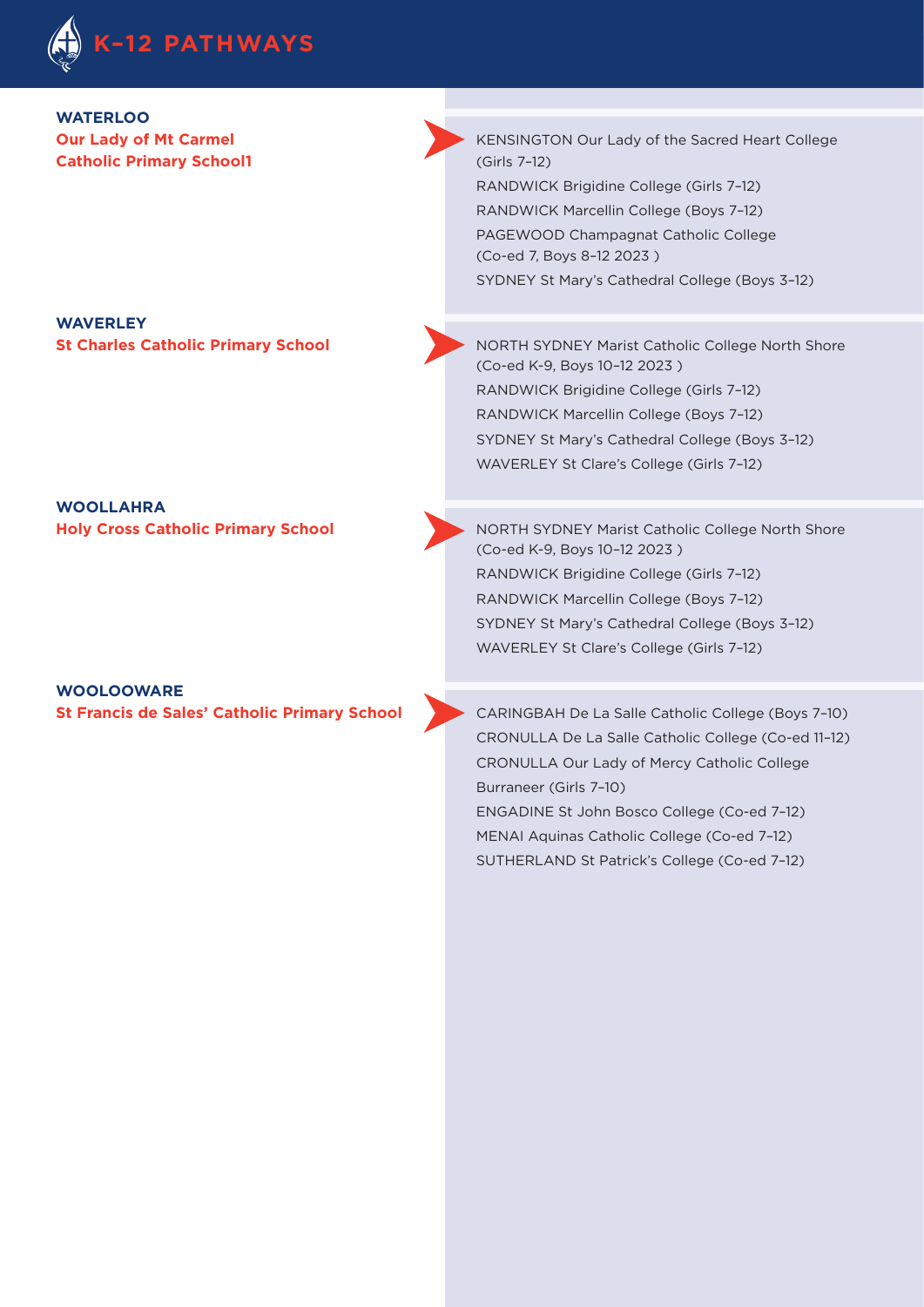# K–12 PATHWAYS

**WATERLOO**
**Our Lady of Mt Carmel Catholic Primary School1**

- KENSINGTON Our Lady of the Sacred Heart College (Girls 7–12)
- RANDWICK Brigidine College (Girls 7–12)
- RANDWICK Marcellin College (Boys 7–12)
- PAGEWOOD Champagnat Catholic College (Co-ed 7, Boys 8–12 2023 )
- SYDNEY St Mary's Cathedral College (Boys 3–12)

**WAVERLEY**
**St Charles Catholic Primary School**

- NORTH SYDNEY Marist Catholic College North Shore (Co-ed K-9, Boys 10–12 2023 )
- RANDWICK Brigidine College (Girls 7–12)
- RANDWICK Marcellin College (Boys 7–12)
- SYDNEY St Mary's Cathedral College (Boys 3–12)
- WAVERLEY St Clare's College (Girls 7–12)

**WOOLLAHRA**
**Holy Cross Catholic Primary School**

- NORTH SYDNEY Marist Catholic College North Shore (Co-ed K-9, Boys 10–12 2023 )
- RANDWICK Brigidine College (Girls 7–12)
- RANDWICK Marcellin College (Boys 7–12)
- SYDNEY St Mary's Cathedral College (Boys 3–12)
- WAVERLEY St Clare's College (Girls 7–12)

**WOOLOOWARE**
**St Francis de Sales' Catholic Primary School**

- CARINGBAH De La Salle Catholic College (Boys 7–10)
- CRONULLA De La Salle Catholic College (Co-ed 11–12)
- CRONULLA Our Lady of Mercy Catholic College Burraneer (Girls 7–10)
- ENGADINE St John Bosco College (Co-ed 7–12)
- MENAI Aquinas Catholic College (Co-ed 7–12)
- SUTHERLAND St Patrick's College (Co-ed 7–12)